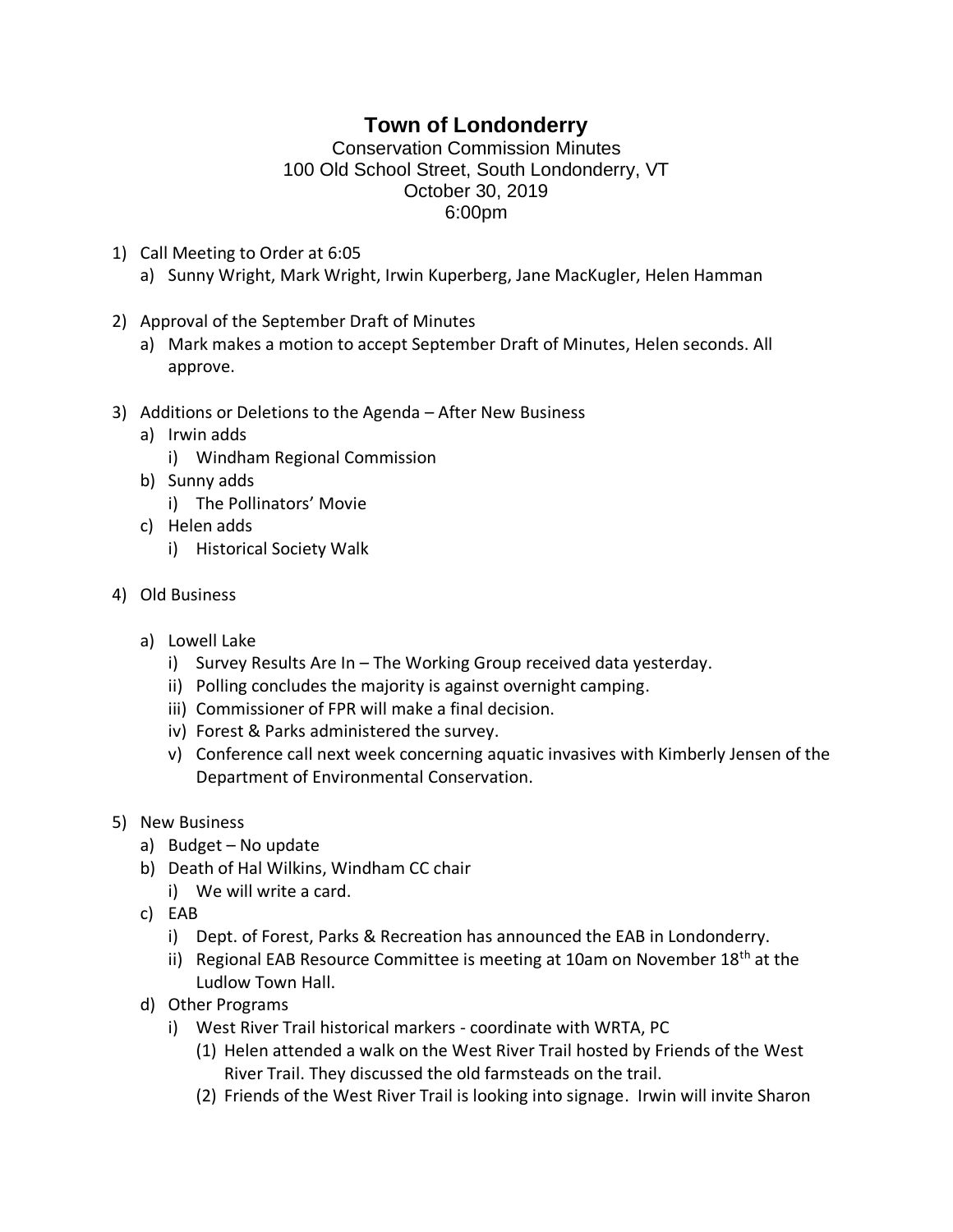# Town of Londonderry

Conservation Commission Minutes
100 Old School Street, South Londonderry, VT
October 30, 2019
6:00pm

1) Call Meeting to Order at 6:05
   a) Sunny Wright, Mark Wright, Irwin Kuperberg, Jane MacKugler, Helen Hamman

2) Approval of the September Draft of Minutes
   a) Mark makes a motion to accept September Draft of Minutes, Helen seconds. All approve.

3) Additions or Deletions to the Agenda – After New Business
   a) Irwin adds
      i) Windham Regional Commission
   b) Sunny adds
      i) The Pollinators' Movie
   c) Helen adds
      i) Historical Society Walk

4) Old Business

   a) Lowell Lake
      i) Survey Results Are In – The Working Group received data yesterday.
      ii) Polling concludes the majority is against overnight camping.
      iii) Commissioner of FPR will make a final decision.
      iv) Forest & Parks administered the survey.
      v) Conference call next week concerning aquatic invasives with Kimberly Jensen of the Department of Environmental Conservation.

5) New Business
   a) Budget – No update
   b) Death of Hal Wilkins, Windham CC chair
      i) We will write a card.
   c) EAB
      i) Dept. of Forest, Parks & Recreation has announced the EAB in Londonderry.
      ii) Regional EAB Resource Committee is meeting at 10am on November 18th at the Ludlow Town Hall.
   d) Other Programs
      i) West River Trail historical markers - coordinate with WRTA, PC
         (1) Helen attended a walk on the West River Trail hosted by Friends of the West River Trail. They discussed the old farmsteads on the trail.
         (2) Friends of the West River Trail is looking into signage. Irwin will invite Sharon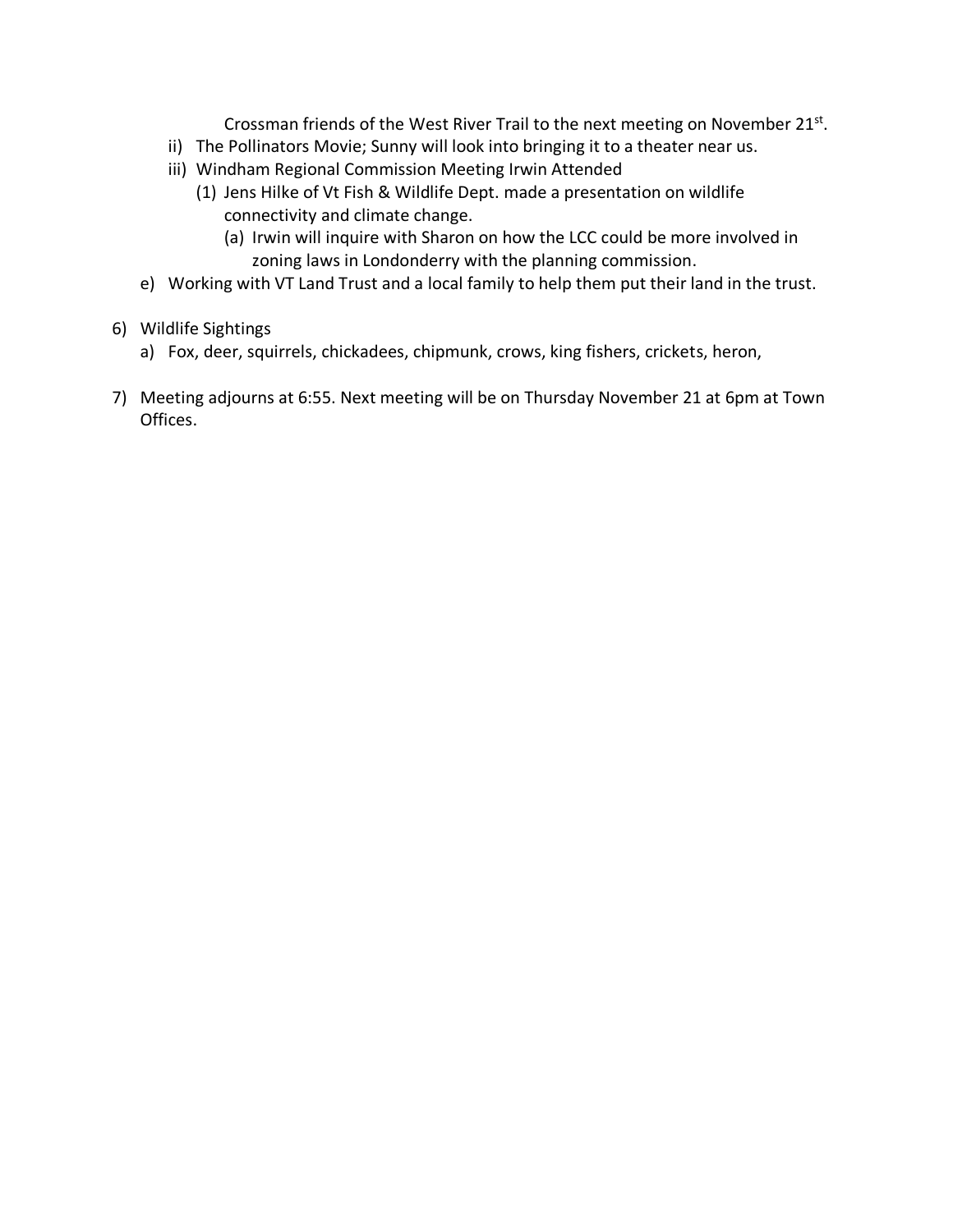Crossman friends of the West River Trail to the next meeting on November 21st.

ii) The Pollinators Movie; Sunny will look into bringing it to a theater near us.

iii) Windham Regional Commission Meeting Irwin Attended

(1) Jens Hilke of Vt Fish & Wildlife Dept. made a presentation on wildlife connectivity and climate change.

(a) Irwin will inquire with Sharon on how the LCC could be more involved in zoning laws in Londonderry with the planning commission.

e) Working with VT Land Trust and a local family to help them put their land in the trust.

6) Wildlife Sightings

a) Fox, deer, squirrels, chickadees, chipmunk, crows, king fishers, crickets, heron,

7) Meeting adjourns at 6:55. Next meeting will be on Thursday November 21 at 6pm at Town Offices.